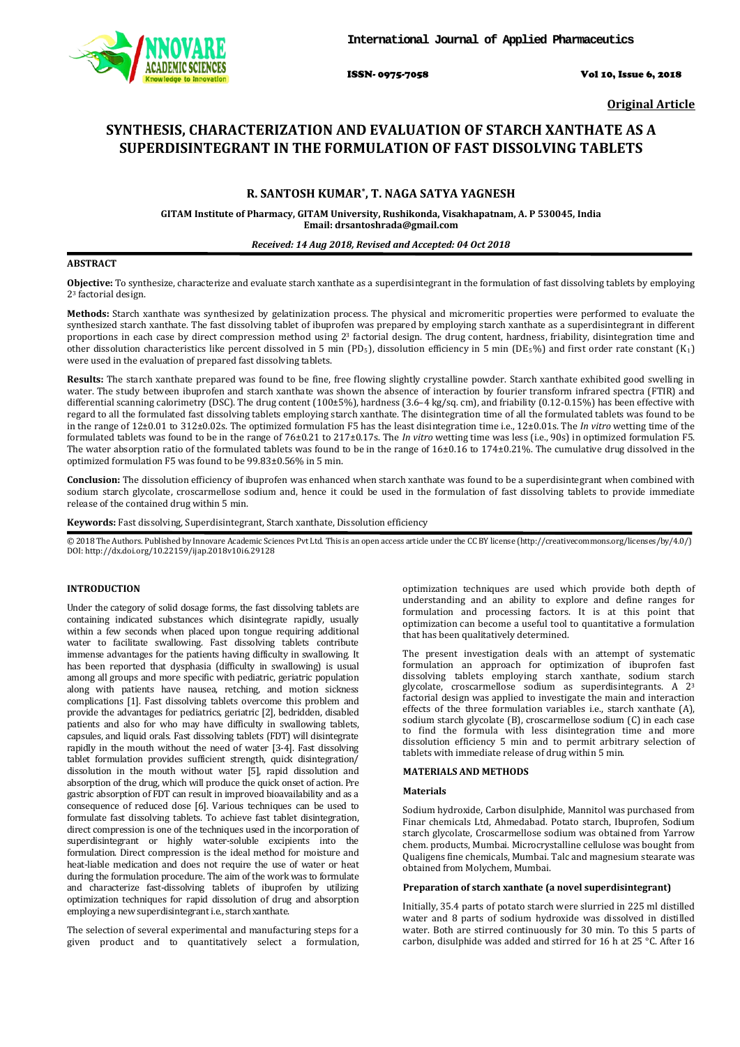**Original Article**

# SYNTHESIS, CHARACTERIZATION AND EVALUATION OF STARCH XANTHATE AS A SUPERDISINTEGRANT IN THE FORMULATION OF FAST DISSOLVING TABLETS

## R. SANTOSH KUMAR*, T. NAGA SATYA YAGNESH

GITAM Institute of Pharmacy, GITAM University, Rushikonda, Visakhapatnam, A. P 530045, India
Email: drsantoshrada@gmail.com

*Received: 14 Aug 2018, Revised and Accepted: 04 Oct 2018*

### ABSTRACT

**Objective:** To synthesize, characterize and evaluate starch xanthate as a superdisintegrant in the formulation of fast dissolving tablets by employing $2^3$ factorial design.

**Methods:** Starch xanthate was synthesized by gelatinization process. The physical and micromeritic properties were performed to evaluate the synthesized starch xanthate. The fast dissolving tablet of ibuprofen was prepared by employing starch xanthate as a superdisintegrant in different proportions in each case by direct compression method using $2^3$ factorial design. The drug content, hardness, friability, disintegration time and other dissolution characteristics like percent dissolved in 5 min ($PD_5$), dissolution efficiency in 5 min ($DE_5$%) and first order rate constant ($K_1$) were used in the evaluation of prepared fast dissolving tablets.

**Results:** The starch xanthate prepared was found to be fine, free flowing slightly crystalline powder. Starch xanthate exhibited good swelling in water. The study between ibuprofen and starch xanthate was shown the absence of interaction by fourier transform infrared spectra (FTIR) and differential scanning calorimetry (DSC). The drug content (100±5%), hardness (3.6–4 kg/sq. cm), and friability (0.12-0.15%) has been effective with regard to all the formulated fast dissolving tablets employing starch xanthate. The disintegration time of all the formulated tablets was found to be in the range of 12±0.01 to 312±0.02s. The optimized formulation F5 has the least disintegration time i.e., 12±0.01s. The *In vitro* wetting time of the formulated tablets was found to be in the range of 76±0.21 to 217±0.17s. The *In vitro* wetting time was less (i.e., 90s) in optimized formulation F5. The water absorption ratio of the formulated tablets was found to be in the range of 16±0.16 to 174±0.21%. The cumulative drug dissolved in the optimized formulation F5 was found to be 99.83±0.56% in 5 min.

**Conclusion:** The dissolution efficiency of ibuprofen was enhanced when starch xanthate was found to be a superdisintegrant when combined with sodium starch glycolate, croscarmellose sodium and, hence it could be used in the formulation of fast dissolving tablets to provide immediate release of the contained drug within 5 min.

**Keywords:** Fast dissolving, Superdisintegrant, Starch xanthate, Dissolution efficiency

© 2018 The Authors. Published by Innovare Academic Sciences Pvt Ltd. This is an open access article under the CC BY license (http://creativecommons.org/licenses/by/4.0/)
DOI: http://dx.doi.org/10.22159/ijap.2018v10i6.29128

### INTRODUCTION

Under the category of solid dosage forms, the fast dissolving tablets are containing indicated substances which disintegrate rapidly, usually within a few seconds when placed upon tongue requiring additional water to facilitate swallowing. Fast dissolving tablets contribute immense advantages for the patients having difficulty in swallowing. It has been reported that dysphasia (difficulty in swallowing) is usual among all groups and more specific with pediatric, geriatric population along with patients have nausea, retching, and motion sickness complications [1]. Fast dissolving tablets overcome this problem and provide the advantages for pediatrics, geriatric [2], bedridden, disabled patients and also for who may have difficulty in swallowing tablets, capsules, and liquid orals. Fast dissolving tablets (FDT) will disintegrate rapidly in the mouth without the need of water [3-4]. Fast dissolving tablet formulation provides sufficient strength, quick disintegration/dissolution in the mouth without water [5], rapid dissolution and absorption of the drug, which will produce the quick onset of action. Pre gastric absorption of FDT can result in improved bioavailability and as a consequence of reduced dose [6]. Various techniques can be used to formulate fast dissolving tablets. To achieve fast tablet disintegration, direct compression is one of the techniques used in the incorporation of superdisintegrant or highly water-soluble excipients into the formulation. Direct compression is the ideal method for moisture and heat-liable medication and does not require the use of water or heat during the formulation procedure. The aim of the work was to formulate and characterize fast-dissolving tablets of ibuprofen by utilizing optimization techniques for rapid dissolution of drug and absorption employing a new superdisintegrant i.e., starch xanthate.

The selection of several experimental and manufacturing steps for a given product and to quantitatively select a formulation, optimization techniques are used which provide both depth of understanding and an ability to explore and define ranges for formulation and processing factors. It is at this point that optimization can become a useful tool to quantitative a formulation that has been qualitatively determined.

The present investigation deals with an attempt of systematic formulation an approach for optimization of ibuprofen fast dissolving tablets employing starch xanthate, sodium starch glycolate, croscarmellose sodium as superdisintegrants. A $2^3$ factorial design was applied to investigate the main and interaction effects of the three formulation variables i.e., starch xanthate (A), sodium starch glycolate (B), croscarmellose sodium (C) in each case to find the formula with less disintegration time and more dissolution efficiency 5 min and to permit arbitrary selection of tablets with immediate release of drug within 5 min.

### MATERIALS AND METHODS

#### Materials

Sodium hydroxide, Carbon disulphide, Mannitol was purchased from Finar chemicals Ltd, Ahmedabad. Potato starch, Ibuprofen, Sodium starch glycolate, Croscarmellose sodium was obtained from Yarrow chem. products, Mumbai. Microcrystalline cellulose was bought from Qualigens fine chemicals, Mumbai. Talc and magnesium stearate was obtained from Molychem, Mumbai.

#### Preparation of starch xanthate (a novel superdisintegrant)

Initially, 35.4 parts of potato starch were slurried in 225 ml distilled water and 8 parts of sodium hydroxide was dissolved in distilled water. Both are stirred continuously for 30 min. To this 5 parts of carbon, disulphide was added and stirred for 16 h at 25 °C. After 16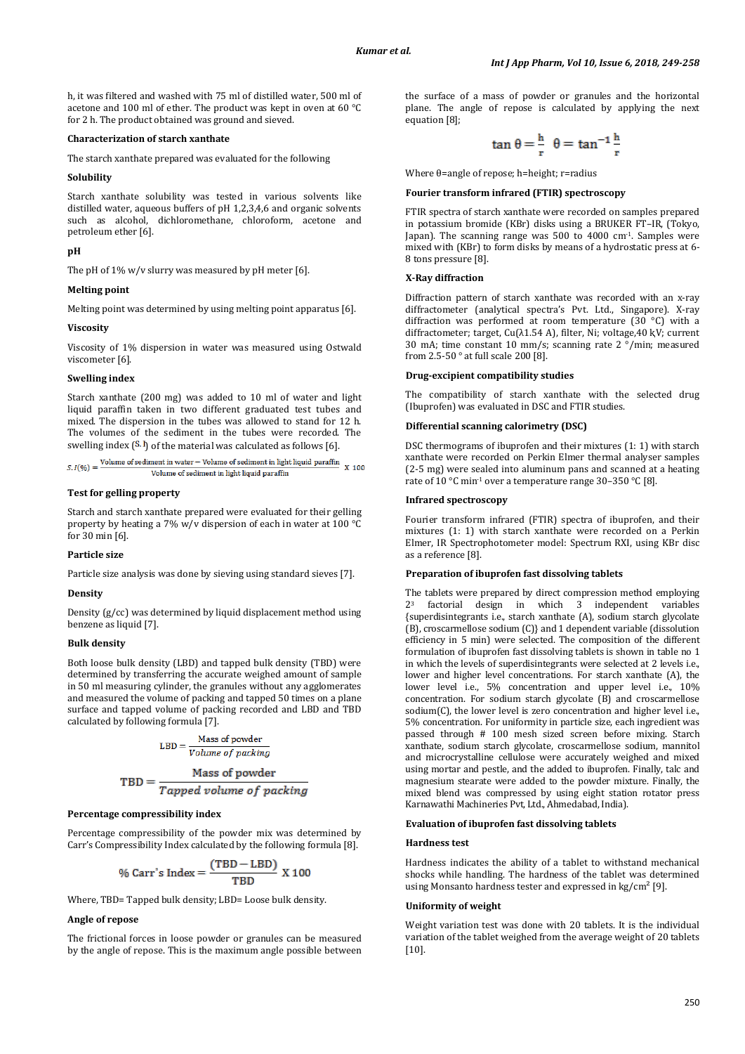h, it was filtered and washed with 75 ml of distilled water, 500 ml of acetone and 100 ml of ether. The product was kept in oven at 60 °C for 2 h. The product obtained was ground and sieved.

**Characterization of starch xanthate**

The starch xanthate prepared was evaluated for the following

**Solubility**

Starch xanthate solubility was tested in various solvents like distilled water, aqueous buffers of pH 1,2,3,4,6 and organic solvents such as alcohol, dichloromethane, chloroform, acetone and petroleum ether [6].

**pH**

The pH of 1% w/v slurry was measured by pH meter [6].

**Melting point**

Melting point was determined by using melting point apparatus [6].

**Viscosity**

Viscosity of 1% dispersion in water was measured using Ostwald viscometer [6].

**Swelling index**

Starch xanthate (200 mg) was added to 10 ml of water and light liquid paraffin taken in two different graduated test tubes and mixed. The dispersion in the tubes was allowed to stand for 12 h. The volumes of the sediment in the tubes were recorded. The swelling index (S.I) of the material was calculated as follows [6].

$$S.I(\%) = \frac{\text{Volume of sediment in water} - \text{Volume of sediment in light liquid paraffin}}{\text{Volume of sediment in light liquid paraffin}} \times 100$$

**Test for gelling property**

Starch and starch xanthate prepared were evaluated for their gelling property by heating a 7% w/v dispersion of each in water at 100 °C for 30 min [6].

**Particle size**

Particle size analysis was done by sieving using standard sieves [7].

**Density**

Density (g/cc) was determined by liquid displacement method using benzene as liquid [7].

**Bulk density**

Both loose bulk density (LBD) and tapped bulk density (TBD) were determined by transferring the accurate weighed amount of sample in 50 ml measuring cylinder, the granules without any agglomerates and measured the volume of packing and tapped 50 times on a plane surface and tapped volume of packing recorded and LBD and TBD calculated by following formula [7].

$$LBD = \frac{\text{Mass of powder}}{\text{Volume of packing}}$$

$$TBD = \frac{\text{Mass of powder}}{\text{Tapped volume of packing}}$$

**Percentage compressibility index**

Percentage compressibility of the powder mix was determined by Carr's Compressibility Index calculated by the following formula [8].

$$\% \text{ Carr's Index} = \frac{(TBD - LBD)}{TBD} \times 100$$

Where, TBD= Tapped bulk density; LBD= Loose bulk density.

**Angle of repose**

The frictional forces in loose powder or granules can be measured by the angle of repose. This is the maximum angle possible between the surface of a mass of powder or granules and the horizontal plane. The angle of repose is calculated by applying the next equation [8];

$$\tan\theta = \frac{h}{r} \quad \theta = \tan^{-1}\frac{h}{r}$$

Where θ=angle of repose; h=height; r=radius

**Fourier transform infrared (FTIR) spectroscopy**

FTIR spectra of starch xanthate were recorded on samples prepared in potassium bromide (KBr) disks using a BRUKER FT–IR, (Tokyo, Japan). The scanning range was 500 to 4000 $cm^{-1}$. Samples were mixed with (KBr) to form disks by means of a hydrostatic press at 6-8 tons pressure [8].

**X-Ray diffraction**

Diffraction pattern of starch xanthate was recorded with an x-ray diffractometer (analytical spectra's Pvt. Ltd., Singapore). X-ray diffraction was performed at room temperature (30 °C) with a diffractometer; target, Cu(λ1.54 A), filter, Ni; voltage,40 kV; current 30 mA; time constant 10 mm/s; scanning rate 2 °/min; measured from 2.5-50 ° at full scale 200 [8].

**Drug-excipient compatibility studies**

The compatibility of starch xanthate with the selected drug (Ibuprofen) was evaluated in DSC and FTIR studies.

**Differential scanning calorimetry (DSC)**

DSC thermograms of ibuprofen and their mixtures (1: 1) with starch xanthate were recorded on Perkin Elmer thermal analyser samples (2-5 mg) were sealed into aluminum pans and scanned at a heating rate of 10 °C $min^{-1}$ over a temperature range 30–350 °C [8].

**Infrared spectroscopy**

Fourier transform infrared (FTIR) spectra of ibuprofen, and their mixtures (1: 1) with starch xanthate were recorded on a Perkin Elmer, IR Spectrophotometer model: Spectrum RXI, using KBr disc as a reference [8].

**Preparation of ibuprofen fast dissolving tablets**

The tablets were prepared by direct compression method employing $2^3$ factorial design in which 3 independent variables {superdisintegrants i.e., starch xanthate (A), sodium starch glycolate (B), croscarmellose sodium (C)} and 1 dependent variable (dissolution efficiency in 5 min) were selected. The composition of the different formulation of ibuprofen fast dissolving tablets is shown in table no 1 in which the levels of superdisintegrants were selected at 2 levels i.e., lower and higher level concentrations. For starch xanthate (A), the lower level i.e., 5% concentration and upper level i.e., 10% concentration. For sodium starch glycolate (B) and croscarmellose sodium(C), the lower level is zero concentration and higher level i.e., 5% concentration. For uniformity in particle size, each ingredient was passed through # 100 mesh sized screen before mixing. Starch xanthate, sodium starch glycolate, croscarmellose sodium, mannitol and microcrystalline cellulose were accurately weighed and mixed using mortar and pestle, and the added to ibuprofen. Finally, talc and magnesium stearate were added to the powder mixture. Finally, the mixed blend was compressed by using eight station rotator press Karnawathi Machineries Pvt, Ltd., Ahmedabad, India).

**Evaluation of ibuprofen fast dissolving tablets**

**Hardness test**

Hardness indicates the ability of a tablet to withstand mechanical shocks while handling. The hardness of the tablet was determined using Monsanto hardness tester and expressed in $kg/cm^2$ [9].

**Uniformity of weight**

Weight variation test was done with 20 tablets. It is the individual variation of the tablet weighed from the average weight of 20 tablets [10].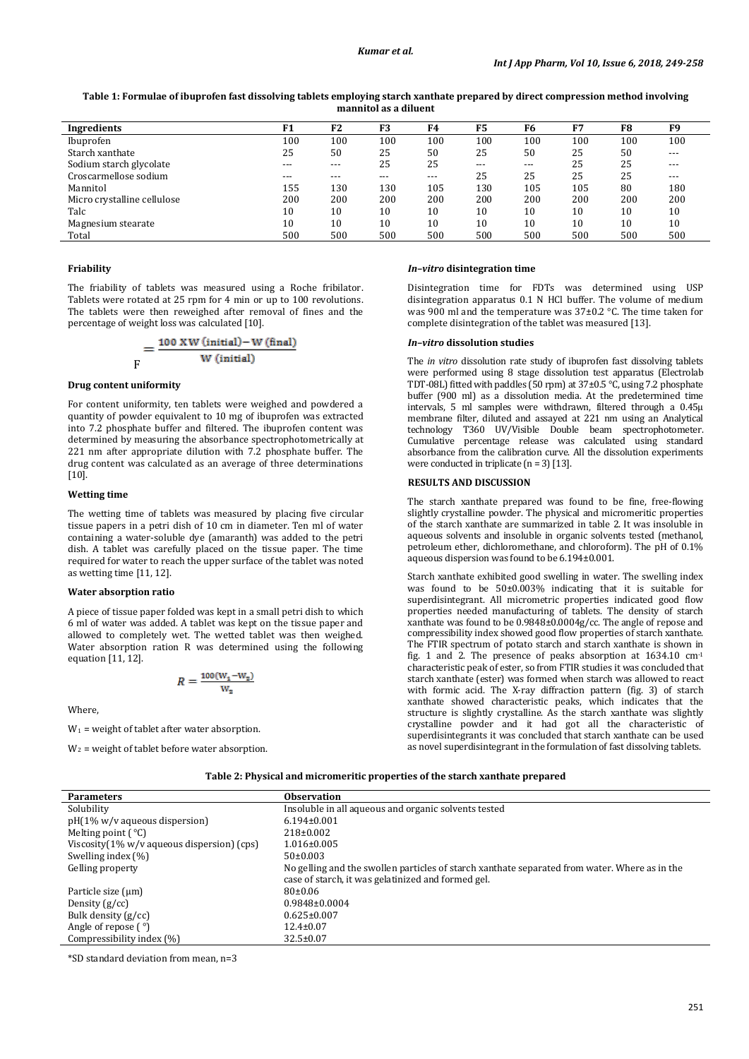**Table 1: Formulae of ibuprofen fast dissolving tablets employing starch xanthate prepared by direct compression method involving mannitol as a diluent**

| Ingredients | F1 | F2 | F3 | F4 | F5 | F6 | F7 | F8 | F9 |
|---|---|---|---|---|---|---|---|---|---|
| Ibuprofen | 100 | 100 | 100 | 100 | 100 | 100 | 100 | 100 | 100 |
| Starch xanthate | 25 | 50 | 25 | 50 | 25 | 50 | 25 | 50 | --- |
| Sodium starch glycolate | --- | --- | 25 | 25 | --- | --- | 25 | 25 | --- |
| Croscarmellose sodium | --- | --- | --- | --- | 25 | 25 | 25 | 25 | --- |
| Mannitol | 155 | 130 | 130 | 105 | 130 | 105 | 105 | 80 | 180 |
| Micro crystalline cellulose | 200 | 200 | 200 | 200 | 200 | 200 | 200 | 200 | 200 |
| Talc | 10 | 10 | 10 | 10 | 10 | 10 | 10 | 10 | 10 |
| Magnesium stearate | 10 | 10 | 10 | 10 | 10 | 10 | 10 | 10 | 10 |
| Total | 500 | 500 | 500 | 500 | 500 | 500 | 500 | 500 | 500 |

**Friability**

The friability of tablets was measured using a Roche fribilator. Tablets were rotated at 25 rpm for 4 min or up to 100 revolutions. The tablets were then reweighed after removal of fines and the percentage of weight loss was calculated [10].

$$F = \frac{100 \times W\,(\text{initial}) - W\,(\text{final})}{W\,(\text{initial})}$$

**Drug content uniformity**

For content uniformity, ten tablets were weighed and powdered a quantity of powder equivalent to 10 mg of ibuprofen was extracted into 7.2 phosphate buffer and filtered. The ibuprofen content was determined by measuring the absorbance spectrophotometrically at 221 nm after appropriate dilution with 7.2 phosphate buffer. The drug content was calculated as an average of three determinations [10].

**Wetting time**

The wetting time of tablets was measured by placing five circular tissue papers in a petri dish of 10 cm in diameter. Ten ml of water containing a water-soluble dye (amaranth) was added to the petri dish. A tablet was carefully placed on the tissue paper. The time required for water to reach the upper surface of the tablet was noted as wetting time [11, 12].

**Water absorption ratio**

A piece of tissue paper folded was kept in a small petri dish to which 6 ml of water was added. A tablet was kept on the tissue paper and allowed to completely wet. The wetted tablet was then weighed. Water absorption ration R was determined using the following equation [11, 12].

$$R = \frac{100(W_1 - W_2)}{W_2}$$

Where,

$W_1$ = weight of tablet after water absorption.

$W_2$ = weight of tablet before water absorption.

***In–vitro* disintegration time**

Disintegration time for FDTs was determined using USP disintegration apparatus 0.1 N HCl buffer. The volume of medium was 900 ml and the temperature was 37±0.2 °C. The time taken for complete disintegration of the tablet was measured [13].

***In–vitro* dissolution studies**

The *in vitro* dissolution rate study of ibuprofen fast dissolving tablets were performed using 8 stage dissolution test apparatus (Electrolab TDT-08L) fitted with paddles (50 rpm) at 37±0.5 °C, using 7.2 phosphate buffer (900 ml) as a dissolution media. At the predetermined time intervals, 5 ml samples were withdrawn, filtered through a 0.45µ membrane filter, diluted and assayed at 221 nm using an Analytical technology T360 UV/Visible Double beam spectrophotometer. Cumulative percentage release was calculated using standard absorbance from the calibration curve. All the dissolution experiments were conducted in triplicate (n = 3) [13].

## RESULTS AND DISCUSSION

The starch xanthate prepared was found to be fine, free-flowing slightly crystalline powder. The physical and micromeritic properties of the starch xanthate are summarized in table 2. It was insoluble in aqueous solvents and insoluble in organic solvents tested (methanol, petroleum ether, dichloromethane, and chloroform). The pH of 0.1% aqueous dispersion was found to be 6.194±0.001.

Starch xanthate exhibited good swelling in water. The swelling index was found to be 50±0.003% indicating that it is suitable for superdisintegrant. All micrometric properties indicated good flow properties needed manufacturing of tablets. The density of starch xanthate was found to be 0.9848±0.0004g/cc. The angle of repose and compressibility index showed good flow properties of starch xanthate. The FTIR spectrum of potato starch and starch xanthate is shown in fig. 1 and 2. The presence of peaks absorption at 1634.10 $cm^{-1}$ characteristic peak of ester, so from FTIR studies it was concluded that starch xanthate (ester) was formed when starch was allowed to react with formic acid. The X-ray diffraction pattern (fig. 3) of starch xanthate showed characteristic peaks, which indicates that the structure is slightly crystalline. As the starch xanthate was slightly crystalline powder and it had got all the characteristic of superdisintegrants it was concluded that starch xanthate can be used as novel superdisintegrant in the formulation of fast dissolving tablets.

**Table 2: Physical and micromeritic properties of the starch xanthate prepared**

| Parameters | Observation |
|---|---|
| Solubility | Insoluble in all aqueous and organic solvents tested |
| pH(1% w/v aqueous dispersion) | 6.194±0.001 |
| Melting point (°C) | 218±0.002 |
| Viscosity(1% w/v aqueous dispersion) (cps) | 1.016±0.005 |
| Swelling index (%) | 50±0.003 |
| Gelling property | No gelling and the swollen particles of starch xanthate separated from water. Where as in the case of starch, it was gelatinized and formed gel. |
| Particle size (µm) | 80±0.06 |
| Density (g/cc) | 0.9848±0.0004 |
| Bulk density (g/cc) | 0.625±0.007 |
| Angle of repose (°) | 12.4±0.07 |
| Compressibility index (%) | 32.5±0.07 |

*SD standard deviation from mean, n=3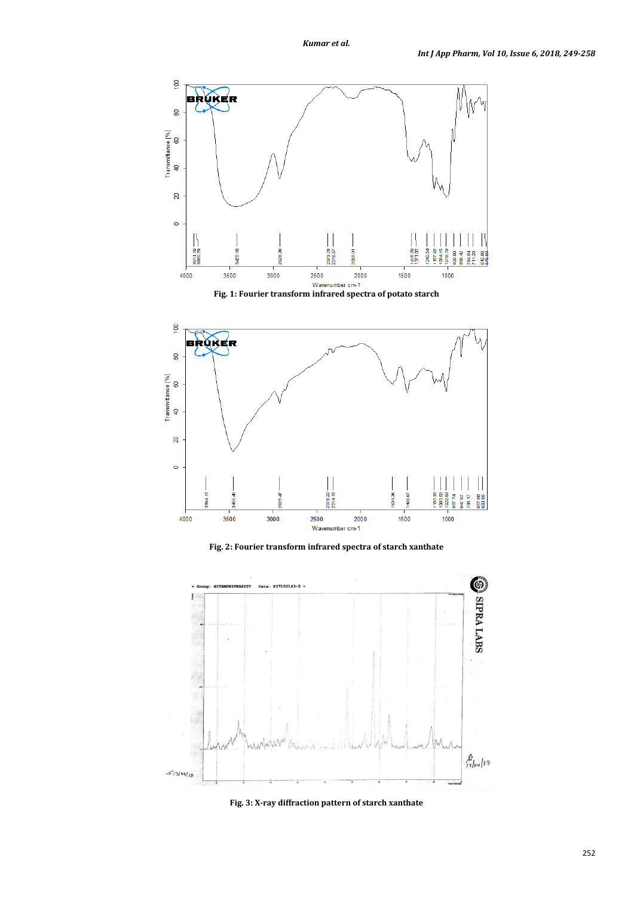Fig. 1: Fourier transform infrared spectra of potato starch

Fig. 2: Fourier transform infrared spectra of starch xanthate

Fig. 3: X-ray diffraction pattern of starch xanthate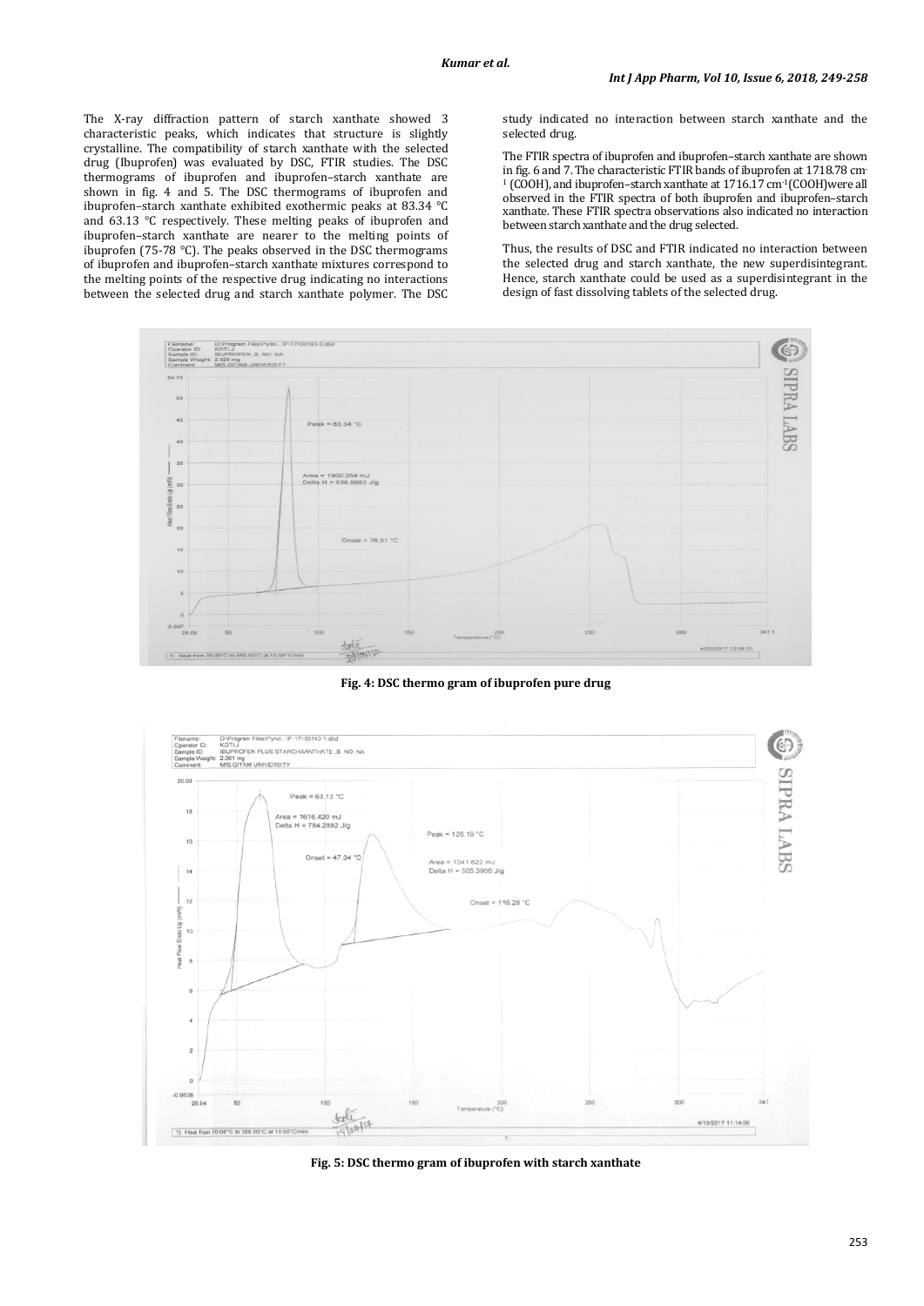The X-ray diffraction pattern of starch xanthate showed 3 characteristic peaks, which indicates that structure is slightly crystalline. The compatibility of starch xanthate with the selected drug (Ibuprofen) was evaluated by DSC, FTIR studies. The DSC thermograms of ibuprofen and ibuprofen–starch xanthate are shown in fig. 4 and 5. The DSC thermograms of ibuprofen and ibuprofen–starch xanthate exhibited exothermic peaks at 83.34 °C and 63.13 °C respectively. These melting peaks of ibuprofen and ibuprofen–starch xanthate are nearer to the melting points of ibuprofen (75-78 °C). The peaks observed in the DSC thermograms of ibuprofen and ibuprofen–starch xanthate mixtures correspond to the melting points of the respective drug indicating no interactions between the selected drug and starch xanthate polymer. The DSC study indicated no interaction between starch xanthate and the selected drug.

The FTIR spectra of ibuprofen and ibuprofen–starch xanthate are shown in fig. 6 and 7. The characteristic FTIR bands of ibuprofen at 1718.78 $cm^{-1}$ (COOH), and ibuprofen–starch xanthate at 1716.17 $cm^{-1}$(COOH)were all observed in the FTIR spectra of both ibuprofen and ibuprofen–starch xanthate. These FTIR spectra observations also indicated no interaction between starch xanthate and the drug selected.

Thus, the results of DSC and FTIR indicated no interaction between the selected drug and starch xanthate, the new superdisintegrant. Hence, starch xanthate could be used as a superdisintegrant in the design of fast dissolving tablets of the selected drug.

**Fig. 4: DSC thermo gram of ibuprofen pure drug**

**Fig. 5: DSC thermo gram of ibuprofen with starch xanthate**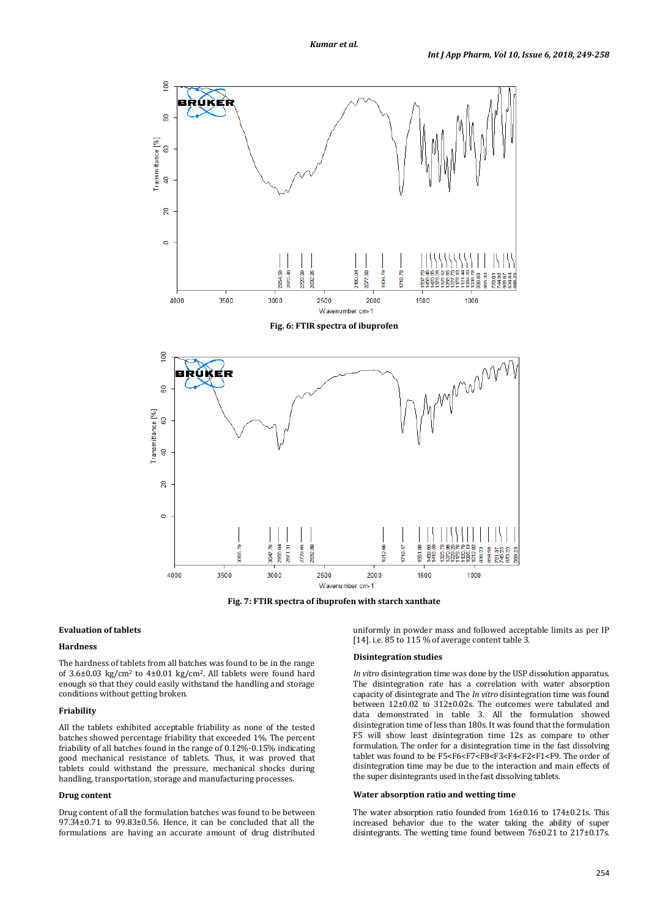Fig. 6: FTIR spectra of ibuprofen

Fig. 7: FTIR spectra of ibuprofen with starch xanthate

### Evaluation of tablets

#### Hardness

The hardness of tablets from all batches was found to be in the range of 3.6±0.03 kg/cm² to 4±0.01 kg/cm². All tablets were found hard enough so that they could easily withstand the handling and storage conditions without getting broken.

#### Friability

All the tablets exhibited acceptable friability as none of the tested batches showed percentage friability that exceeded 1%. The percent friability of all batches found in the range of 0.12%-0.15% indicating good mechanical resistance of tablets. Thus, it was proved that tablets could withstand the pressure, mechanical shocks during handling, transportation, storage and manufacturing processes.

#### Drug content

Drug content of all the formulation batches was found to be between 97.34±0.71 to 99.83±0.56. Hence, it can be concluded that all the formulations are having an accurate amount of drug distributed uniformly in powder mass and followed acceptable limits as per IP [14]. i.e. 85 to 115 % of average content table 3.

#### Disintegration studies

*In vitro* disintegration time was done by the USP dissolution apparatus. The disintegration rate has a correlation with water absorption capacity of disintegrate and The *In vitro* disintegration time was found between 12±0.02 to 312±0.02s. The outcomes were tabulated and data demonstrated in table 3. All the formulation showed disintegration time of less than 180s. It was found that the formulation F5 will show least disintegration time 12s as compare to other formulation. The order for a disintegration time in the fast dissolving tablet was found to be F5<F6<F7<F8<F3<F4<F2<F1<F9. The order of disintegration time may be due to the interaction and main effects of the super disintegrants used in the fast dissolving tablets.

#### Water absorption ratio and wetting time

The water absorption ratio founded from 16±0.16 to 174±0.21s. This increased behavior due to the water taking the ability of super disintegrants. The wetting time found between 76±0.21 to 217±0.17s.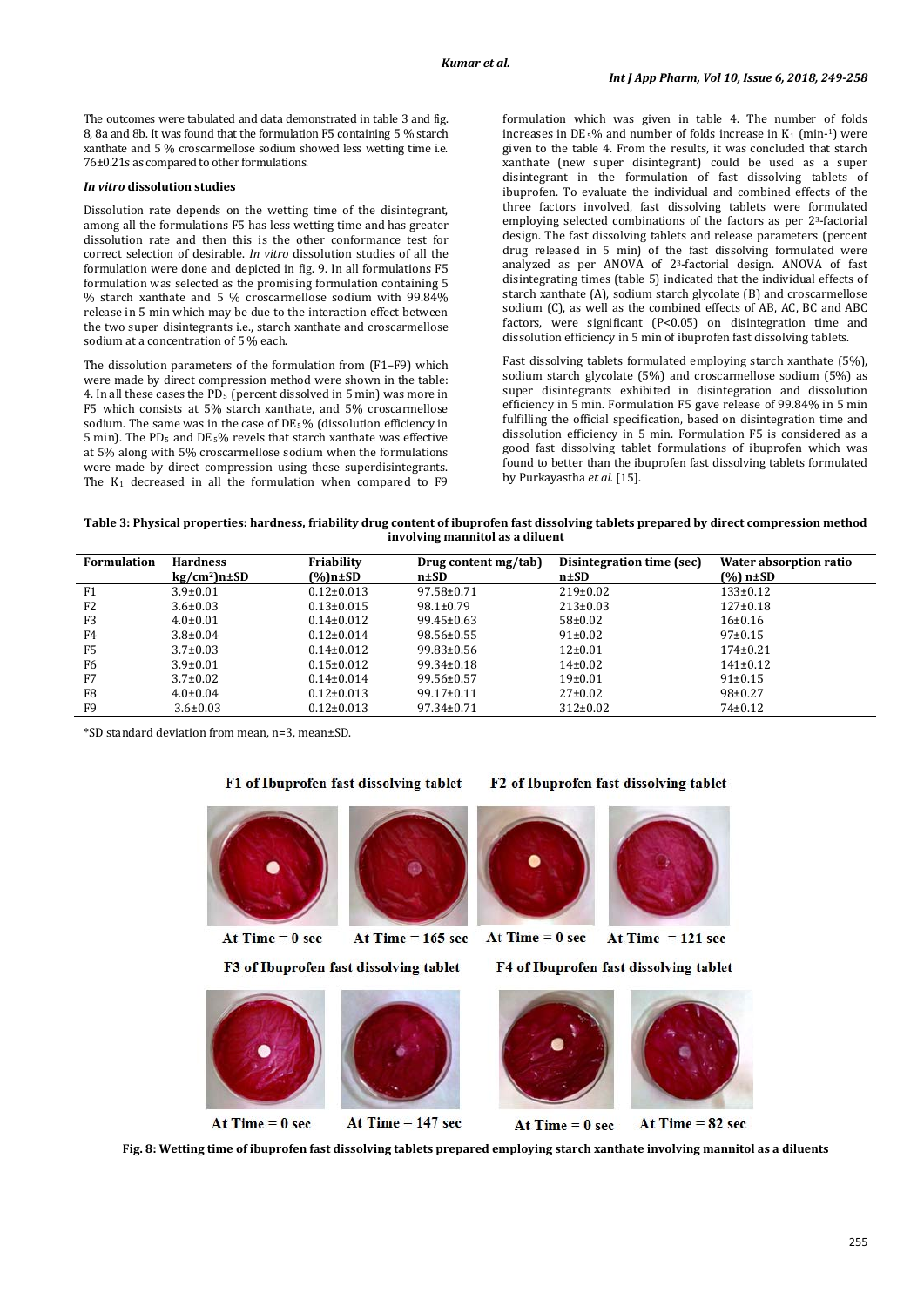The outcomes were tabulated and data demonstrated in table 3 and fig. 8, 8a and 8b. It was found that the formulation F5 containing 5 % starch xanthate and 5 % croscarmellose sodium showed less wetting time i.e. 76±0.21s as compared to other formulations.

### *In vitro* dissolution studies

Dissolution rate depends on the wetting time of the disintegrant, among all the formulations F5 has less wetting time and has greater dissolution rate and then this is the other conformance test for correct selection of desirable. *In vitro* dissolution studies of all the formulation were done and depicted in fig. 9. In all formulations F5 formulation was selected as the promising formulation containing 5 % starch xanthate and 5 % croscarmellose sodium with 99.84% release in 5 min which may be due to the interaction effect between the two super disintegrants i.e., starch xanthate and croscarmellose sodium at a concentration of 5 % each.

The dissolution parameters of the formulation from (F1–F9) which were made by direct compression method were shown in the table: 4. In all these cases the $PD_5$ (percent dissolved in 5 min) was more in F5 which consists at 5% starch xanthate, and 5% croscarmellose sodium. The same was in the case of $DE_5$% (dissolution efficiency in 5 min). The $PD_5$ and $DE_5$% revels that starch xanthate was effective at 5% along with 5% croscarmellose sodium when the formulations were made by direct compression using these superdisintegrants. The $K_1$ decreased in all the formulation when compared to F9 formulation which was given in table 4. The number of folds increases in $DE_5$% and number of folds increase in $K_1$ ($min^{-1}$) were given to the table 4. From the results, it was concluded that starch xanthate (new super disintegrant) could be used as a super disintegrant in the formulation of fast dissolving tablets of ibuprofen. To evaluate the individual and combined effects of the three factors involved, fast dissolving tablets were formulated employing selected combinations of the factors as per $2^3$-factorial design. The fast dissolving tablets and release parameters (percent drug released in 5 min) of the fast dissolving formulated were analyzed as per ANOVA of $2^3$-factorial design. ANOVA of fast disintegrating times (table 5) indicated that the individual effects of starch xanthate (A), sodium starch glycolate (B) and croscarmellose sodium (C), as well as the combined effects of AB, AC, BC and ABC factors, were significant ($P<0.05$) on disintegration time and dissolution efficiency in 5 min of ibuprofen fast dissolving tablets.

Fast dissolving tablets formulated employing starch xanthate (5%), sodium starch glycolate (5%) and croscarmellose sodium (5%) as super disintegrants exhibited in disintegration and dissolution efficiency in 5 min. Formulation F5 gave release of 99.84% in 5 min fulfilling the official specification, based on disintegration time and dissolution efficiency in 5 min. Formulation F5 is considered as a good fast dissolving tablet formulations of ibuprofen which was found to better than the ibuprofen fast dissolving tablets formulated by Purkayastha *et al.* [15].

**Table 3: Physical properties: hardness, friability drug content of ibuprofen fast dissolving tablets prepared by direct compression method involving mannitol as a diluent**

| Formulation | Hardness $kg/cm^2$)n±SD | Friability (%)n±SD | Drug content mg/tab) n±SD | Disintegration time (sec) n±SD | Water absorption ratio (%) n±SD |
|---|---|---|---|---|---|
| F1 | 3.9±0.01 | 0.12±0.013 | 97.58±0.71 | 219±0.02 | 133±0.12 |
| F2 | 3.6±0.03 | 0.13±0.015 | 98.1±0.79 | 213±0.03 | 127±0.18 |
| F3 | 4.0±0.01 | 0.14±0.012 | 99.45±0.63 | 58±0.02 | 16±0.16 |
| F4 | 3.8±0.04 | 0.12±0.014 | 98.56±0.55 | 91±0.02 | 97±0.15 |
| F5 | 3.7±0.03 | 0.14±0.012 | 99.83±0.56 | 12±0.01 | 174±0.21 |
| F6 | 3.9±0.01 | 0.15±0.012 | 99.34±0.18 | 14±0.02 | 141±0.12 |
| F7 | 3.7±0.02 | 0.14±0.014 | 99.56±0.57 | 19±0.01 | 91±0.15 |
| F8 | 4.0±0.04 | 0.12±0.013 | 99.17±0.11 | 27±0.02 | 98±0.27 |
| F9 | 3.6±0.03 | 0.12±0.013 | 97.34±0.71 | 312±0.02 | 74±0.12 |

*SD standard deviation from mean, n=3, mean±SD.

F1 of Ibuprofen fast dissolving tablet — At Time = 0 sec; At Time = 165 sec

F2 of Ibuprofen fast dissolving tablet — At Time = 0 sec; At Time = 121 sec

F3 of Ibuprofen fast dissolving tablet — At Time = 0 sec; At Time = 147 sec

F4 of Ibuprofen fast dissolving tablet — At Time = 0 sec; At Time = 82 sec

**Fig. 8: Wetting time of ibuprofen fast dissolving tablets prepared employing starch xanthate involving mannitol as a diluents**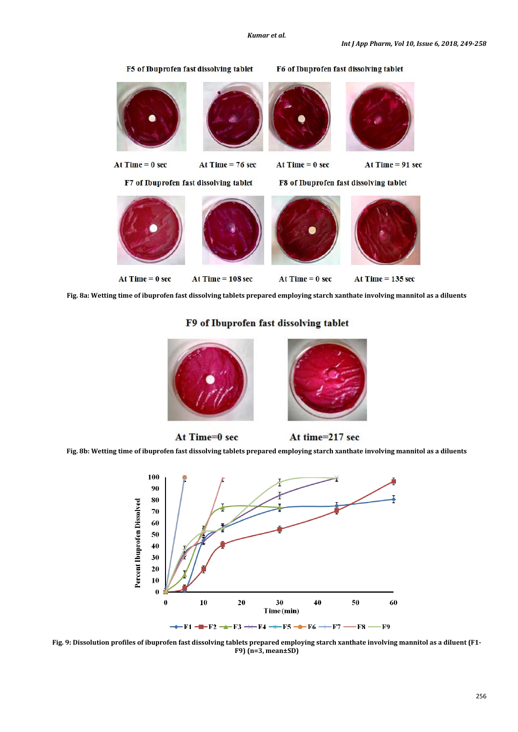F5 of Ibuprofen fast dissolving tablet

At Time = 0 sec　　At Time = 76 sec

F6 of Ibuprofen fast dissolving tablet

At Time = 0 sec　　At Time = 91 sec

F7 of Ibuprofen fast dissolving tablet

At Time = 0 sec　　At Time = 108 sec

F8 of Ibuprofen fast dissolving tablet

At Time = 0 sec　　At Time = 135 sec

**Fig. 8a: Wetting time of ibuprofen fast dissolving tablets prepared employing starch xanthate involving mannitol as a diluents**

F9 of Ibuprofen fast dissolving tablet

At Time=0 sec　　At time=217 sec

**Fig. 8b: Wetting time of ibuprofen fast dissolving tablets prepared employing starch xanthate involving mannitol as a diluents**

**Fig. 9: Dissolution profiles of ibuprofen fast dissolving tablets prepared employing starch xanthate involving mannitol as a diluent (F1-F9) (n=3, mean±SD)**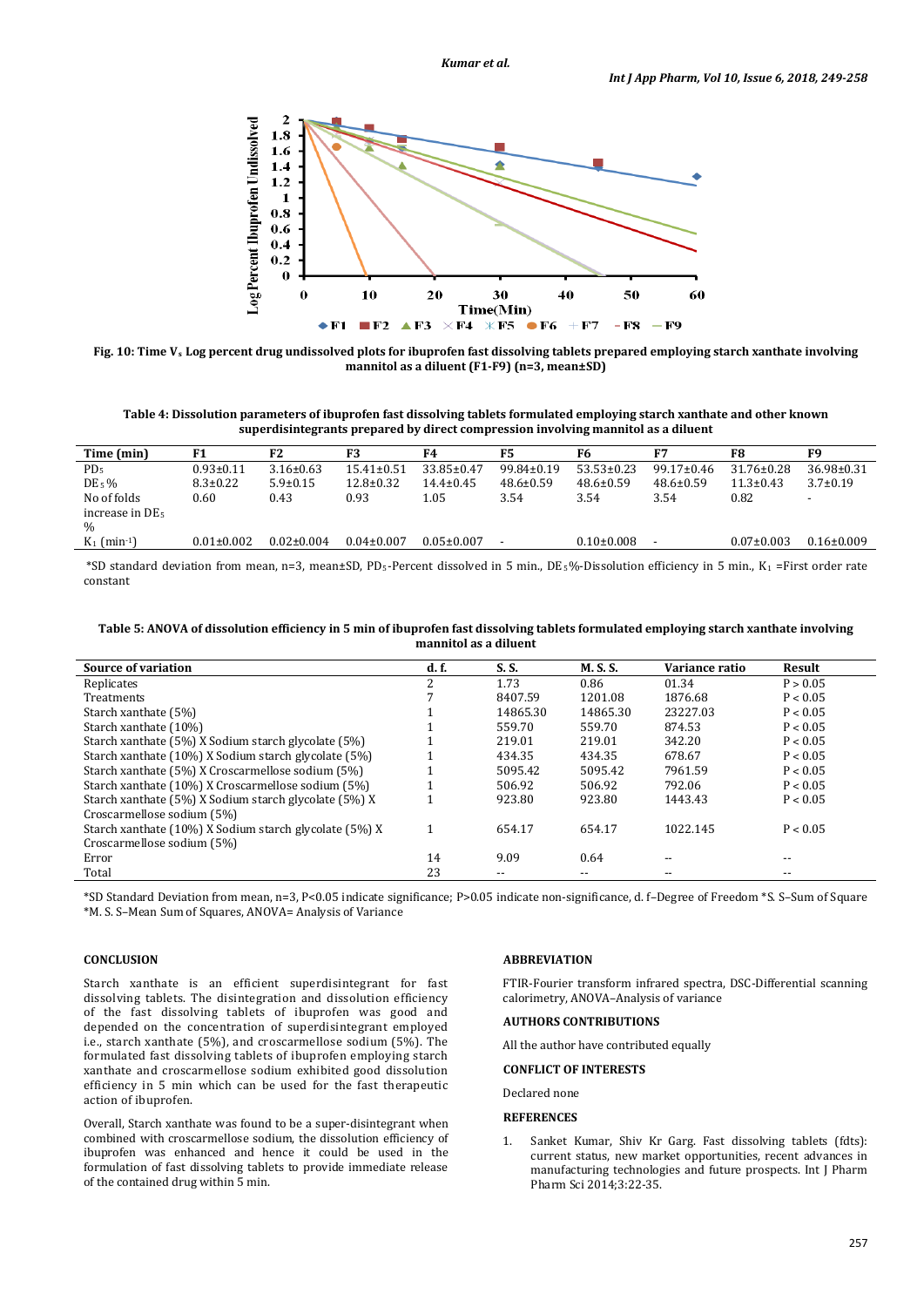Fig. 10: Time $V_s$ Log percent drug undissolved plots for ibuprofen fast dissolving tablets prepared employing starch xanthate involving mannitol as a diluent (F1-F9) (n=3, mean±SD)

**Table 4: Dissolution parameters of ibuprofen fast dissolving tablets formulated employing starch xanthate and other known superdisintegrants prepared by direct compression involving mannitol as a diluent**

| Time (min) | F1 | F2 | F3 | F4 | F5 | F6 | F7 | F8 | F9 |
|---|---|---|---|---|---|---|---|---|---|
| $PD_5$ | 0.93±0.11 | 3.16±0.63 | 15.41±0.51 | 33.85±0.47 | 99.84±0.19 | 53.53±0.23 | 99.17±0.46 | 31.76±0.28 | 36.98±0.31 |
| $DE_5$% | 8.3±0.22 | 5.9±0.15 | 12.8±0.32 | 14.4±0.45 | 48.6±0.59 | 48.6±0.59 | 48.6±0.59 | 11.3±0.43 | 3.7±0.19 |
| No of folds increase in $DE_5$ % | 0.60 | 0.43 | 0.93 | 1.05 | 3.54 | 3.54 | 3.54 | 0.82 | - |
| $K_1$ ($min^{-1}$) | 0.01±0.002 | 0.02±0.004 | 0.04±0.007 | 0.05±0.007 | - | 0.10±0.008 | - | 0.07±0.003 | 0.16±0.009 |

*SD standard deviation from mean, n=3, mean±SD, $PD_5$-Percent dissolved in 5 min., $DE_5$%-Dissolution efficiency in 5 min., $K_1$ =First order rate constant

**Table 5: ANOVA of dissolution efficiency in 5 min of ibuprofen fast dissolving tablets formulated employing starch xanthate involving mannitol as a diluent**

| Source of variation | d. f. | S. S. | M. S. S. | Variance ratio | Result |
|---|---|---|---|---|---|
| Replicates | 2 | 1.73 | 0.86 | 01.34 | P > 0.05 |
| Treatments | 7 | 8407.59 | 1201.08 | 1876.68 | P < 0.05 |
| Starch xanthate (5%) | 1 | 14865.30 | 14865.30 | 23227.03 | P < 0.05 |
| Starch xanthate (10%) | 1 | 559.70 | 559.70 | 874.53 | P < 0.05 |
| Starch xanthate (5%) X Sodium starch glycolate (5%) | 1 | 219.01 | 219.01 | 342.20 | P < 0.05 |
| Starch xanthate (10%) X Sodium starch glycolate (5%) | 1 | 434.35 | 434.35 | 678.67 | P < 0.05 |
| Starch xanthate (5%) X Croscarmellose sodium (5%) | 1 | 5095.42 | 5095.42 | 7961.59 | P < 0.05 |
| Starch xanthate (10%) X Croscarmellose sodium (5%) | 1 | 506.92 | 506.92 | 792.06 | P < 0.05 |
| Starch xanthate (5%) X Sodium starch glycolate (5%) X Croscarmellose sodium (5%) | 1 | 923.80 | 923.80 | 1443.43 | P < 0.05 |
| Starch xanthate (10%) X Sodium starch glycolate (5%) X Croscarmellose sodium (5%) | 1 | 654.17 | 654.17 | 1022.145 | P < 0.05 |
| Error | 14 | 9.09 | 0.64 | -- | -- |
| Total | 23 | -- | -- | -- | -- |

*SD Standard Deviation from mean, n=3, P<0.05 indicate significance; P>0.05 indicate non-significance, d. f–Degree of Freedom *S. S–Sum of Square *M. S. S–Mean Sum of Squares, ANOVA= Analysis of Variance

## CONCLUSION

Starch xanthate is an efficient superdisintegrant for fast dissolving tablets. The disintegration and dissolution efficiency of the fast dissolving tablets of ibuprofen was good and depended on the concentration of superdisintegrant employed i.e., starch xanthate (5%), and croscarmellose sodium (5%). The formulated fast dissolving tablets of ibuprofen employing starch xanthate and croscarmellose sodium exhibited good dissolution efficiency in 5 min which can be used for the fast therapeutic action of ibuprofen.

Overall, Starch xanthate was found to be a super-disintegrant when combined with croscarmellose sodium, the dissolution efficiency of ibuprofen was enhanced and hence it could be used in the formulation of fast dissolving tablets to provide immediate release of the contained drug within 5 min.

## ABBREVIATION

FTIR-Fourier transform infrared spectra, DSC-Differential scanning calorimetry, ANOVA–Analysis of variance

## AUTHORS CONTRIBUTIONS

All the author have contributed equally

## CONFLICT OF INTERESTS

Declared none

## REFERENCES

1. Sanket Kumar, Shiv Kr Garg. Fast dissolving tablets (fdts): current status, new market opportunities, recent advances in manufacturing technologies and future prospects. Int J Pharm Pharm Sci 2014;3:22-35.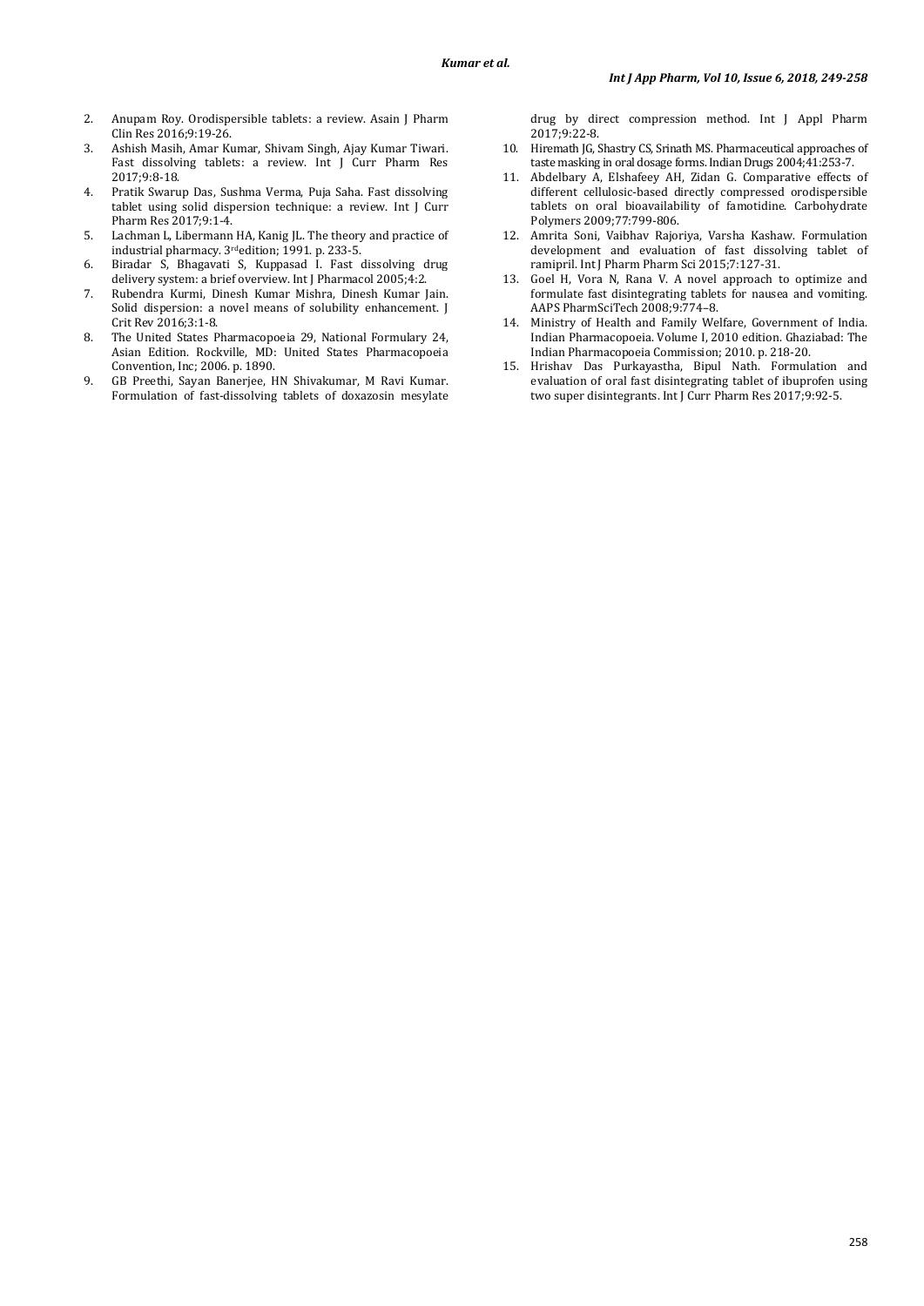2. Anupam Roy. Orodispersible tablets: a review. Asain J Pharm Clin Res 2016;9:19-26.
3. Ashish Masih, Amar Kumar, Shivam Singh, Ajay Kumar Tiwari. Fast dissolving tablets: a review. Int J Curr Pharm Res 2017;9:8-18.
4. Pratik Swarup Das, Sushma Verma, Puja Saha. Fast dissolving tablet using solid dispersion technique: a review. Int J Curr Pharm Res 2017;9:1-4.
5. Lachman L, Libermann HA, Kanig JL. The theory and practice of industrial pharmacy. 3rd edition; 1991. p. 233-5.
6. Biradar S, Bhagavati S, Kuppasad I. Fast dissolving drug delivery system: a brief overview. Int J Pharmacol 2005;4:2.
7. Rubendra Kurmi, Dinesh Kumar Mishra, Dinesh Kumar Jain. Solid dispersion: a novel means of solubility enhancement. J Crit Rev 2016;3:1-8.
8. The United States Pharmacopoeia 29, National Formulary 24, Asian Edition. Rockville, MD: United States Pharmacopoeia Convention, Inc; 2006. p. 1890.
9. GB Preethi, Sayan Banerjee, HN Shivakumar, M Ravi Kumar. Formulation of fast-dissolving tablets of doxazosin mesylate drug by direct compression method. Int J Appl Pharm 2017;9:22-8.
10. Hiremath JG, Shastry CS, Srinath MS. Pharmaceutical approaches of taste masking in oral dosage forms. Indian Drugs 2004;41:253-7.
11. Abdelbary A, Elshafeey AH, Zidan G. Comparative effects of different cellulosic-based directly compressed orodispersible tablets on oral bioavailability of famotidine. Carbohydrate Polymers 2009;77:799-806.
12. Amrita Soni, Vaibhav Rajoriya, Varsha Kashaw. Formulation development and evaluation of fast dissolving tablet of ramipril. Int J Pharm Pharm Sci 2015;7:127-31.
13. Goel H, Vora N, Rana V. A novel approach to optimize and formulate fast disintegrating tablets for nausea and vomiting. AAPS PharmSciTech 2008;9:774–8.
14. Ministry of Health and Family Welfare, Government of India. Indian Pharmacopoeia. Volume I, 2010 edition. Ghaziabad: The Indian Pharmacopoeia Commission; 2010. p. 218-20.
15. Hrishav Das Purkayastha, Bipul Nath. Formulation and evaluation of oral fast disintegrating tablet of ibuprofen using two super disintegrants. Int J Curr Pharm Res 2017;9:92-5.